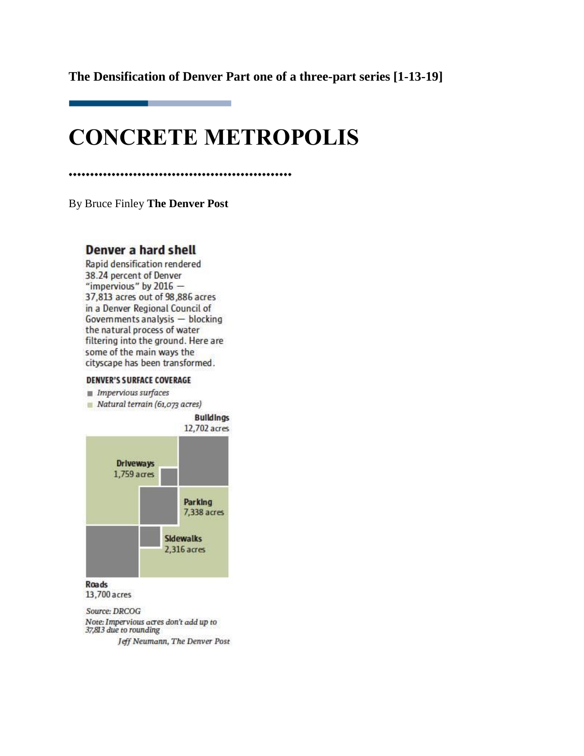**The Densification of Denver Part one of a three-part series [1-13-19]**

# CONCRETE METROPOLIS

By Bruce Finley **The Denver Post**

### Denver a hard shell

Rapid densification rendered 38.24 percent of Denver "impervious" by 2016 — 37,813 acres out of 98,886 acres in a Denver Regional Council of Governments analysis — blocking the natural process of water filtering into the ground. Here are some of the main ways the cityscape has been transformed.

**DENVER'S SURFACE COVERAGE**

- *Impervious surfaces*
- *Natural terrain (61,073 acres)*

**Buildings** 12,702 acres

**Driveways** 1,759 acres

**Parking** 7,338 acres

**Sidewalks** 2,316 acres

**Roads** 13,700 acres

*Source: DRCOG*

*Note: Impervious acres don't add up to 37,813 due to rounding*

*Jeff Neumann, The Denver Post*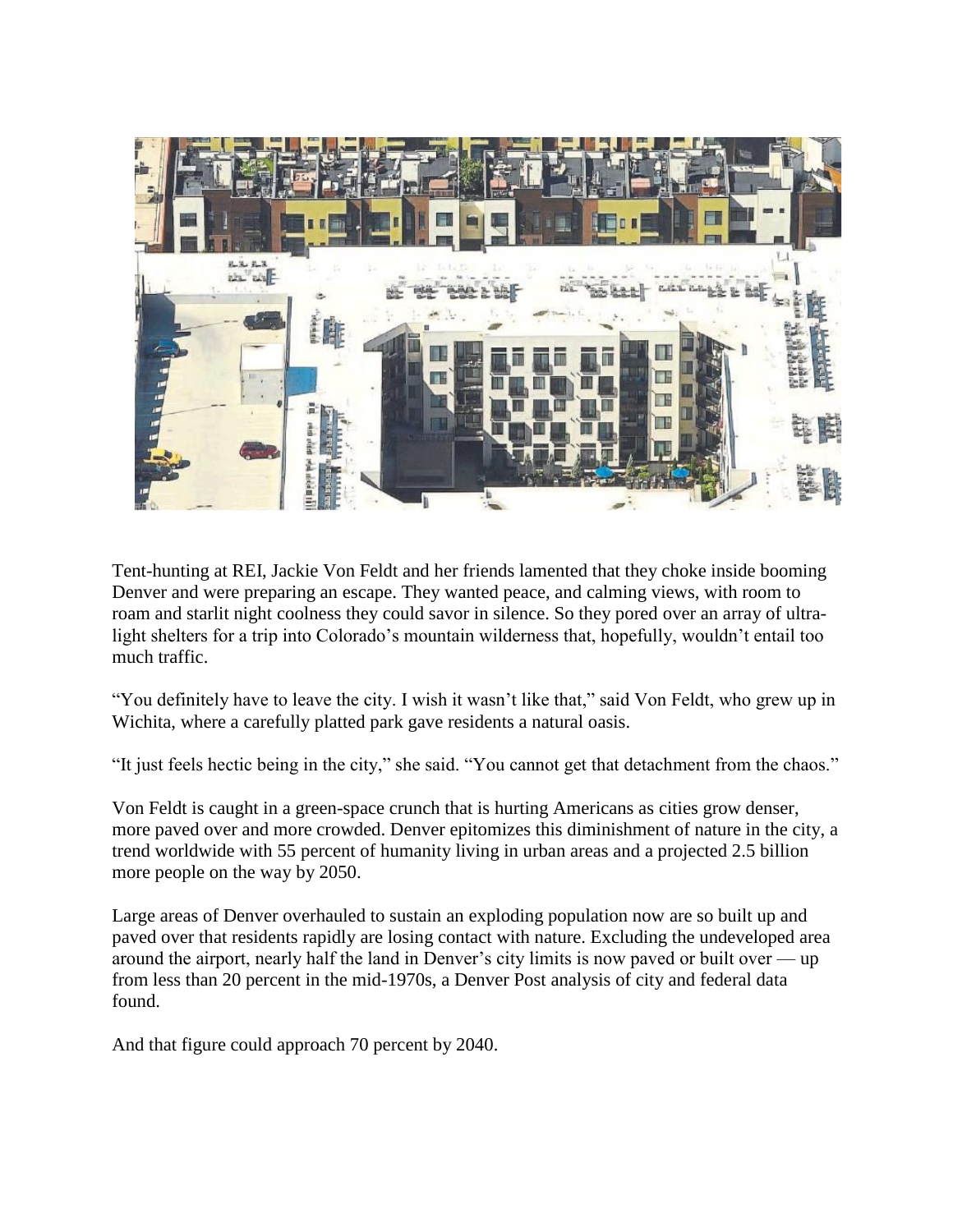Tent-hunting at REI, Jackie Von Feldt and her friends lamented that they choke inside booming Denver and were preparing an escape. They wanted peace, and calming views, with room to roam and starlit night coolness they could savor in silence. So they pored over an array of ultra-light shelters for a trip into Colorado's mountain wilderness that, hopefully, wouldn't entail too much traffic.

"You definitely have to leave the city. I wish it wasn't like that," said Von Feldt, who grew up in Wichita, where a carefully platted park gave residents a natural oasis.

"It just feels hectic being in the city," she said. "You cannot get that detachment from the chaos."

Von Feldt is caught in a green-space crunch that is hurting Americans as cities grow denser, more paved over and more crowded. Denver epitomizes this diminishment of nature in the city, a trend worldwide with 55 percent of humanity living in urban areas and a projected 2.5 billion more people on the way by 2050.

Large areas of Denver overhauled to sustain an exploding population now are so built up and paved over that residents rapidly are losing contact with nature. Excluding the undeveloped area around the airport, nearly half the land in Denver's city limits is now paved or built over — up from less than 20 percent in the mid-1970s, a Denver Post analysis of city and federal data found.

And that figure could approach 70 percent by 2040.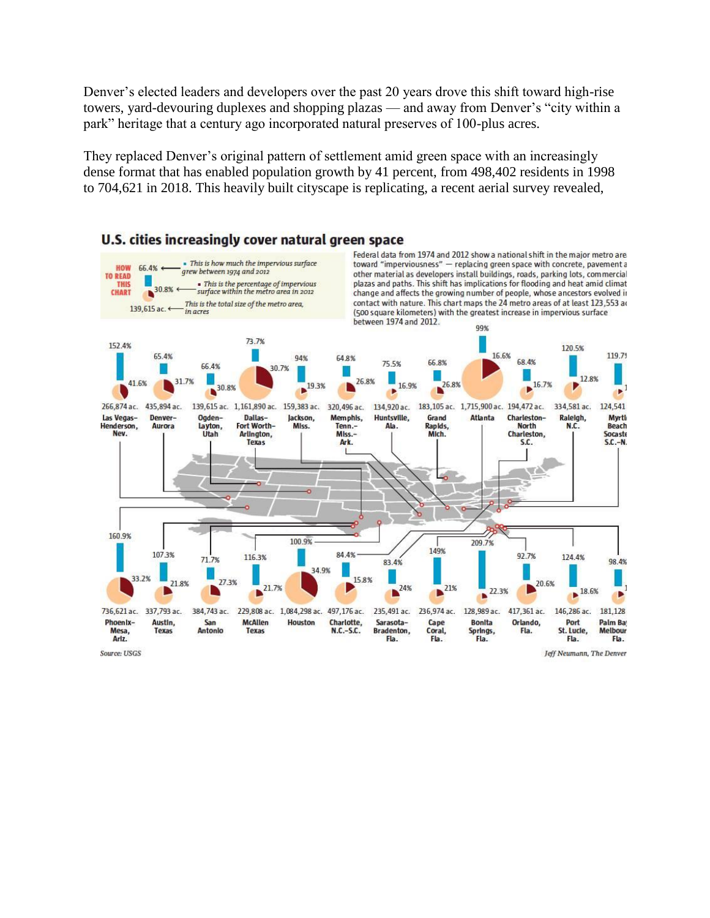Denver's elected leaders and developers over the past 20 years drove this shift toward high-rise towers, yard-devouring duplexes and shopping plazas — and away from Denver's "city within a park" heritage that a century ago incorporated natural preserves of 100-plus acres.

They replaced Denver's original pattern of settlement amid green space with an increasingly dense format that has enabled population growth by 41 percent, from 498,402 residents in 1998 to 704,621 in 2018. This heavily built cityscape is replicating, a recent aerial survey revealed,

## U.S. cities increasingly cover natural green space

**HOW TO READ THIS CHART**

- 66.4% — This is how much the impervious surface grew between 1974 and 2012
- 30.8% — This is the percentage of impervious surface within the metro area in 2012
- 139,615 ac. — This is the total size of the metro area, in acres

Federal data from 1974 and 2012 show a national shift in the major metro are toward "imperviousness" — replacing green space with concrete, pavement a other material as developers install buildings, roads, parking lots, commercial plazas and paths. This shift has implications for flooding and heat amid climat change and affects the growing number of people, whose ancestors evolved i contact with nature. This chart maps the 24 metro areas of at least 123,553 a (500 square kilometers) with the greatest increase in impervious surface between 1974 and 2012.

| Metro area | Impervious surface growth 1974–2012 | Impervious surface in 2012 | Total size |
|---|---|---|---|
| Las Vegas–Henderson, Nev. | 152.4% | 41.6% | 266,874 ac. |
| Denver–Aurora | 65.4% | 31.7% | 435,894 ac. |
| Ogden–Layton, Utah | 66.4% | 30.8% | 139,615 ac. |
| Dallas–Fort Worth–Arlington, Texas | 73.7% | 30.7% | 1,161,890 ac. |
| Jackson, Miss. | 94% | 19.3% | 159,383 ac. |
| Memphis, Tenn.–Miss.–Ark. | 64.8% | 26.8% | 320,496 ac. |
| Huntsville, Ala. | 75.5% | 16.9% | 134,920 ac. |
| Grand Rapids, Mich. | 66.8% | 26.8% | 183,105 ac. |
| Atlanta | 99% | 16.6% | 1,715,900 ac. |
| Charleston–North Charleston, S.C. | 68.4% | 16.7% | 194,472 ac. |
| Raleigh, N.C. | 120.5% | 12.8% | 334,581 ac. |
| Myrtl Beach Socaste S.C.–N. | 119.7 | 1 | 124,541 |
| Phoenix–Mesa, Ariz. | 160.9% | 33.2% | 736,621 ac. |
| Austin, Texas | 107.3% | 21.8% | 337,793 ac. |
| San Antonio | 71.7% | 27.3% | 384,743 ac. |
| McAllen Texas | 116.3% | 21.7% | 229,808 ac. |
| Houston | 100.9% | 34.9% | 1,084,298 ac. |
| Charlotte, N.C.–S.C. | 84.4% | 15.8% | 497,176 ac. |
| Sarasota–Bradenton, Fla. | 83.4% | 24% | 235,491 ac. |
| Cape Coral, Fla. | 149% | 21% | 236,974 ac. |
| Bonita Springs, Fla. | 209.7% | 22.3% | 128,989 ac. |
| Orlando, Fla. | 92.7% | 20.6% | 417,361 ac. |
| Port St. Lucie, Fla. | 124.4% | 18.6% | 146,286 ac. |
| Palm Ba Melbour Fla. | 98.4% | 1 | 181,128 |

Source: USGS

Jeff Neumann, The Denver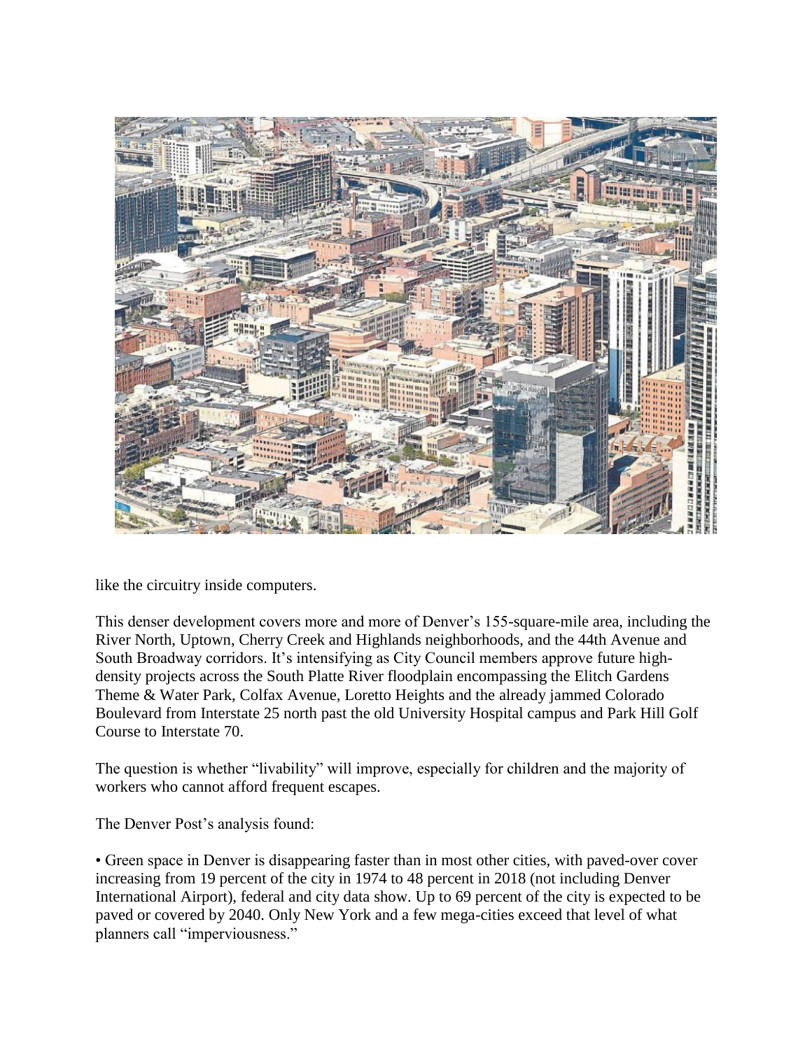like the circuitry inside computers.

This denser development covers more and more of Denver's 155-square-mile area, including the River North, Uptown, Cherry Creek and Highlands neighborhoods, and the 44th Avenue and South Broadway corridors. It's intensifying as City Council members approve future high-density projects across the South Platte River floodplain encompassing the Elitch Gardens Theme & Water Park, Colfax Avenue, Loretto Heights and the already jammed Colorado Boulevard from Interstate 25 north past the old University Hospital campus and Park Hill Golf Course to Interstate 70.

The question is whether "livability" will improve, especially for children and the majority of workers who cannot afford frequent escapes.

The Denver Post's analysis found:

• Green space in Denver is disappearing faster than in most other cities, with paved-over cover increasing from 19 percent of the city in 1974 to 48 percent in 2018 (not including Denver International Airport), federal and city data show. Up to 69 percent of the city is expected to be paved or covered by 2040. Only New York and a few mega-cities exceed that level of what planners call "imperviousness."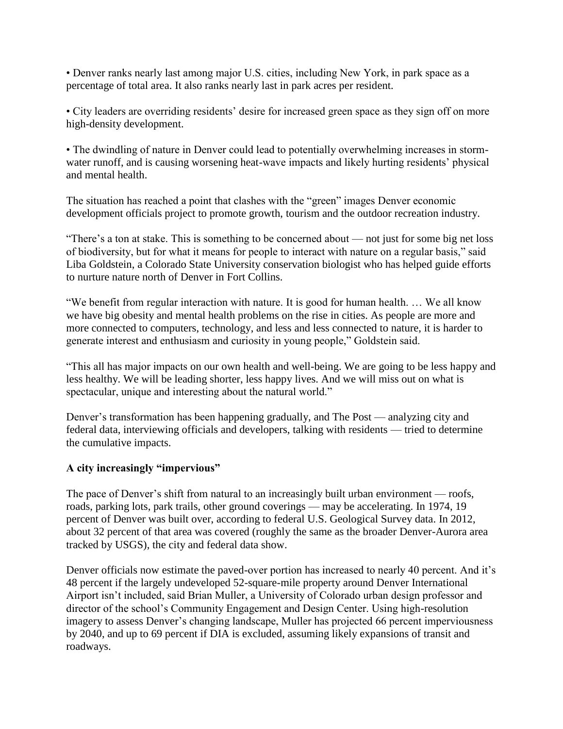• Denver ranks nearly last among major U.S. cities, including New York, in park space as a percentage of total area. It also ranks nearly last in park acres per resident.

• City leaders are overriding residents' desire for increased green space as they sign off on more high-density development.

• The dwindling of nature in Denver could lead to potentially overwhelming increases in stormwater runoff, and is causing worsening heat-wave impacts and likely hurting residents' physical and mental health.

The situation has reached a point that clashes with the "green" images Denver economic development officials project to promote growth, tourism and the outdoor recreation industry.

"There's a ton at stake. This is something to be concerned about — not just for some big net loss of biodiversity, but for what it means for people to interact with nature on a regular basis," said Liba Goldstein, a Colorado State University conservation biologist who has helped guide efforts to nurture nature north of Denver in Fort Collins.

"We benefit from regular interaction with nature. It is good for human health. … We all know we have big obesity and mental health problems on the rise in cities. As people are more and more connected to computers, technology, and less and less connected to nature, it is harder to generate interest and enthusiasm and curiosity in young people," Goldstein said.

"This all has major impacts on our own health and well-being. We are going to be less happy and less healthy. We will be leading shorter, less happy lives. And we will miss out on what is spectacular, unique and interesting about the natural world."

Denver's transformation has been happening gradually, and The Post — analyzing city and federal data, interviewing officials and developers, talking with residents — tried to determine the cumulative impacts.

**A city increasingly "impervious"**

The pace of Denver's shift from natural to an increasingly built urban environment — roofs, roads, parking lots, park trails, other ground coverings — may be accelerating. In 1974, 19 percent of Denver was built over, according to federal U.S. Geological Survey data. In 2012, about 32 percent of that area was covered (roughly the same as the broader Denver-Aurora area tracked by USGS), the city and federal data show.

Denver officials now estimate the paved-over portion has increased to nearly 40 percent. And it's 48 percent if the largely undeveloped 52-square-mile property around Denver International Airport isn't included, said Brian Muller, a University of Colorado urban design professor and director of the school's Community Engagement and Design Center. Using high-resolution imagery to assess Denver's changing landscape, Muller has projected 66 percent imperviousness by 2040, and up to 69 percent if DIA is excluded, assuming likely expansions of transit and roadways.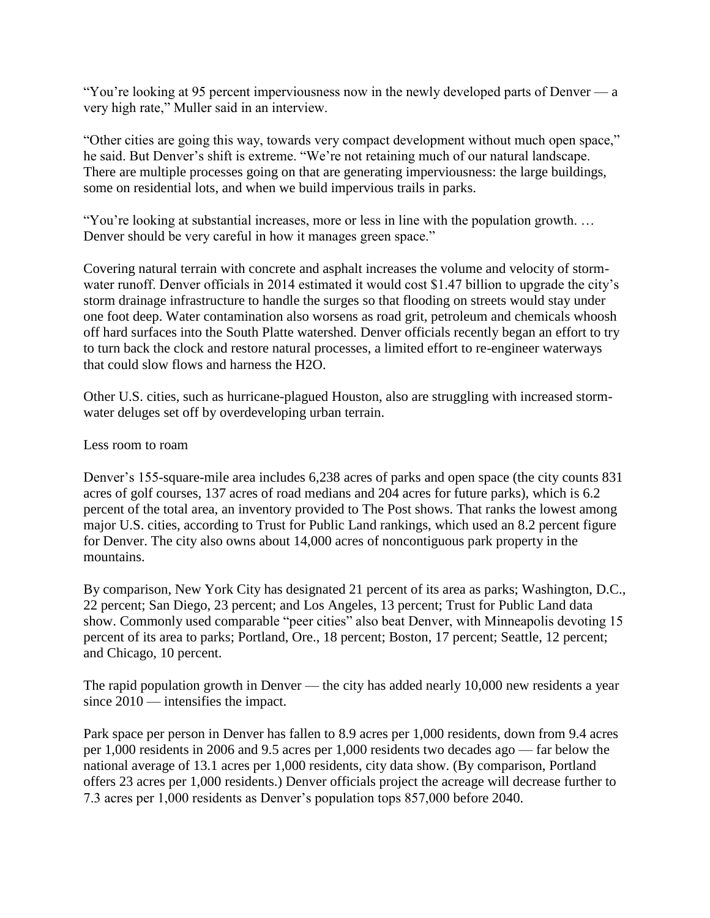"You're looking at 95 percent imperviousness now in the newly developed parts of Denver — a very high rate," Muller said in an interview.

"Other cities are going this way, towards very compact development without much open space," he said. But Denver's shift is extreme. "We're not retaining much of our natural landscape. There are multiple processes going on that are generating imperviousness: the large buildings, some on residential lots, and when we build impervious trails in parks.

"You're looking at substantial increases, more or less in line with the population growth. … Denver should be very careful in how it manages green space."

Covering natural terrain with concrete and asphalt increases the volume and velocity of storm-water runoff. Denver officials in 2014 estimated it would cost $1.47 billion to upgrade the city's storm drainage infrastructure to handle the surges so that flooding on streets would stay under one foot deep. Water contamination also worsens as road grit, petroleum and chemicals whoosh off hard surfaces into the South Platte watershed. Denver officials recently began an effort to try to turn back the clock and restore natural processes, a limited effort to re-engineer waterways that could slow flows and harness the $H_2O$.

Other U.S. cities, such as hurricane-plagued Houston, also are struggling with increased storm-water deluges set off by overdeveloping urban terrain.

Less room to roam

Denver's 155-square-mile area includes 6,238 acres of parks and open space (the city counts 831 acres of golf courses, 137 acres of road medians and 204 acres for future parks), which is 6.2 percent of the total area, an inventory provided to The Post shows. That ranks the lowest among major U.S. cities, according to Trust for Public Land rankings, which used an 8.2 percent figure for Denver. The city also owns about 14,000 acres of noncontiguous park property in the mountains.

By comparison, New York City has designated 21 percent of its area as parks; Washington, D.C., 22 percent; San Diego, 23 percent; and Los Angeles, 13 percent; Trust for Public Land data show. Commonly used comparable "peer cities" also beat Denver, with Minneapolis devoting 15 percent of its area to parks; Portland, Ore., 18 percent; Boston, 17 percent; Seattle, 12 percent; and Chicago, 10 percent.

The rapid population growth in Denver — the city has added nearly 10,000 new residents a year since 2010 — intensifies the impact.

Park space per person in Denver has fallen to 8.9 acres per 1,000 residents, down from 9.4 acres per 1,000 residents in 2006 and 9.5 acres per 1,000 residents two decades ago — far below the national average of 13.1 acres per 1,000 residents, city data show. (By comparison, Portland offers 23 acres per 1,000 residents.) Denver officials project the acreage will decrease further to 7.3 acres per 1,000 residents as Denver's population tops 857,000 before 2040.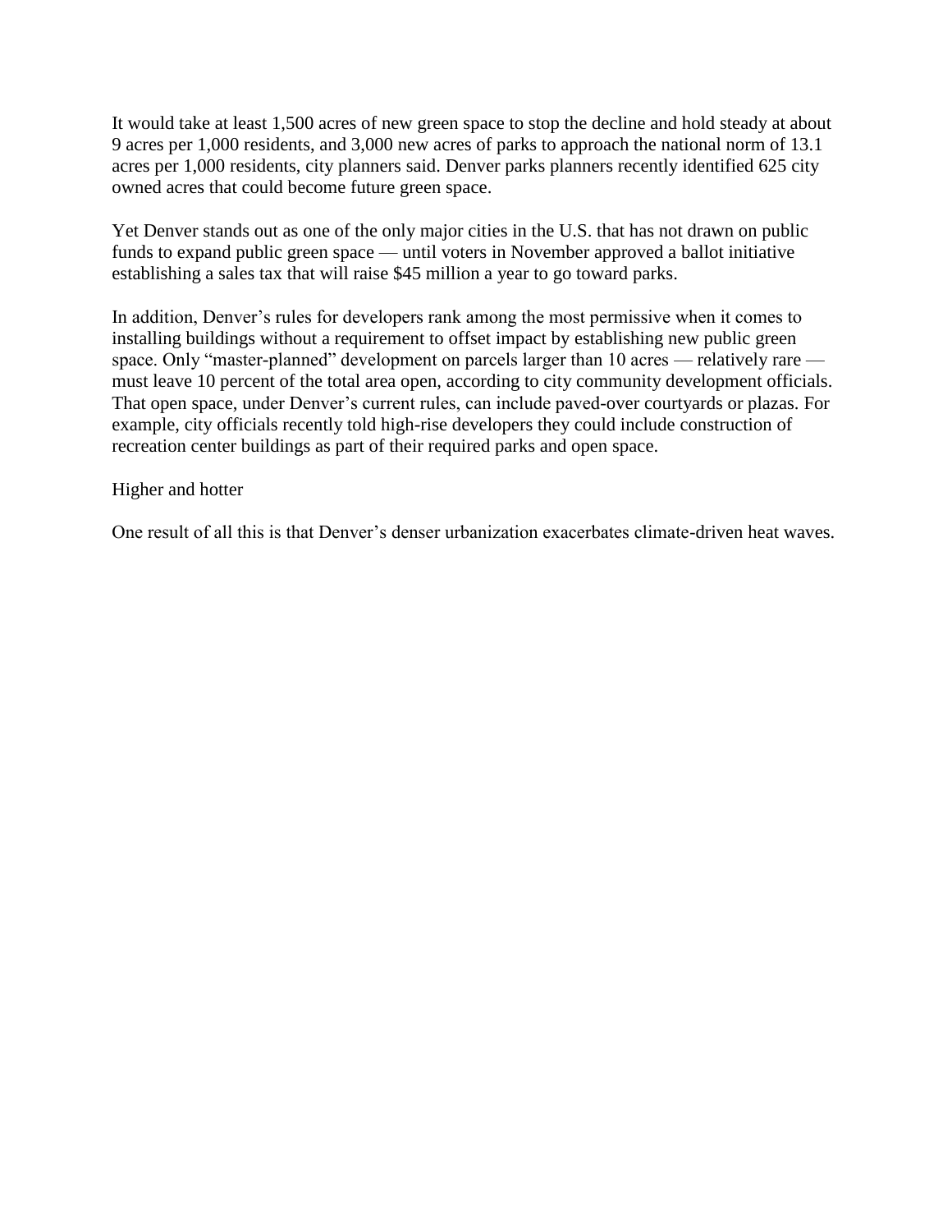It would take at least 1,500 acres of new green space to stop the decline and hold steady at about 9 acres per 1,000 residents, and 3,000 new acres of parks to approach the national norm of 13.1 acres per 1,000 residents, city planners said. Denver parks planners recently identified 625 city owned acres that could become future green space.

Yet Denver stands out as one of the only major cities in the U.S. that has not drawn on public funds to expand public green space — until voters in November approved a ballot initiative establishing a sales tax that will raise $45 million a year to go toward parks.

In addition, Denver's rules for developers rank among the most permissive when it comes to installing buildings without a requirement to offset impact by establishing new public green space. Only "master-planned" development on parcels larger than 10 acres — relatively rare — must leave 10 percent of the total area open, according to city community development officials. That open space, under Denver's current rules, can include paved-over courtyards or plazas. For example, city officials recently told high-rise developers they could include construction of recreation center buildings as part of their required parks and open space.

## Higher and hotter

One result of all this is that Denver's denser urbanization exacerbates climate-driven heat waves.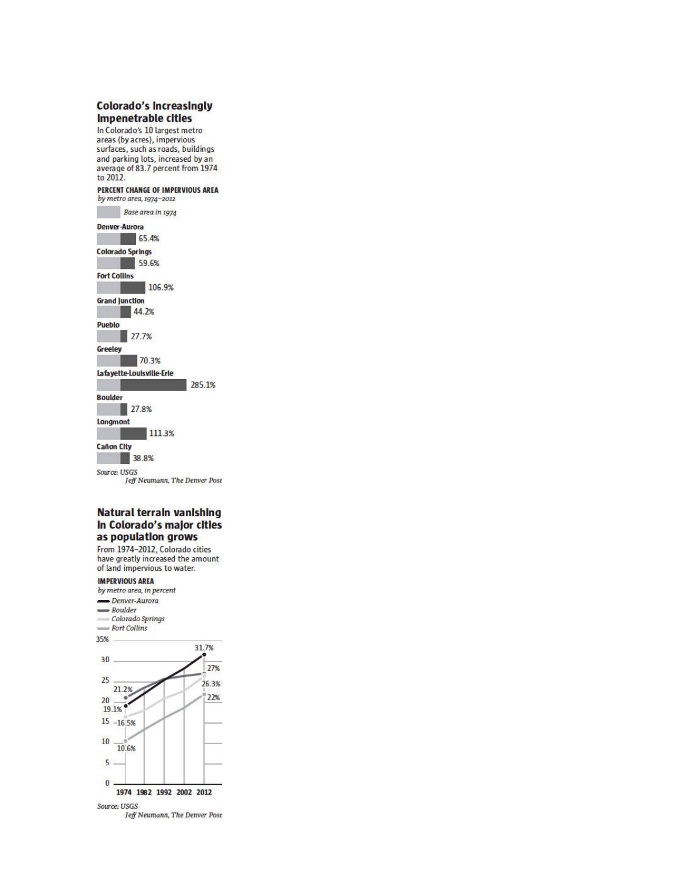## Colorado's increasingly impenetrable cities

In Colorado's 10 largest metro areas (by acres), impervious surfaces, such as roads, buildings and parking lots, increased by an average of 83.7 percent from 1974 to 2012.

**PERCENT CHANGE OF IMPERVIOUS AREA**
*by metro area, 1974–2012*

*Base area in 1974*

| Metro area | Percent change |
|---|---|
| Denver-Aurora | 65.4% |
| Colorado Springs | 59.6% |
| Fort Collins | 106.9% |
| Grand Junction | 44.2% |
| Pueblo | 27.7% |
| Greeley | 70.3% |
| Lafayette-Louisville-Erie | 285.1% |
| Boulder | 27.8% |
| Longmont | 111.3% |
| Cañon City | 38.8% |

*Source: USGS*
*Jeff Neumann, The Denver Post*

## Natural terrain vanishing in Colorado's major cities as population grows

From 1974–2012, Colorado cities have greatly increased the amount of land impervious to water.

**IMPERVIOUS AREA**
*by metro area, in percent*

| Metro area | 1974 | 2012 |
|---|---|---|
| Denver-Aurora | 19.1% | 31.7% |
| Boulder | 21.2% | 27% |
| Colorado Springs | 16.5% | 26.3% |
| Fort Collins | 10.6% | 22% |

*Source: USGS*
*Jeff Neumann, The Denver Post*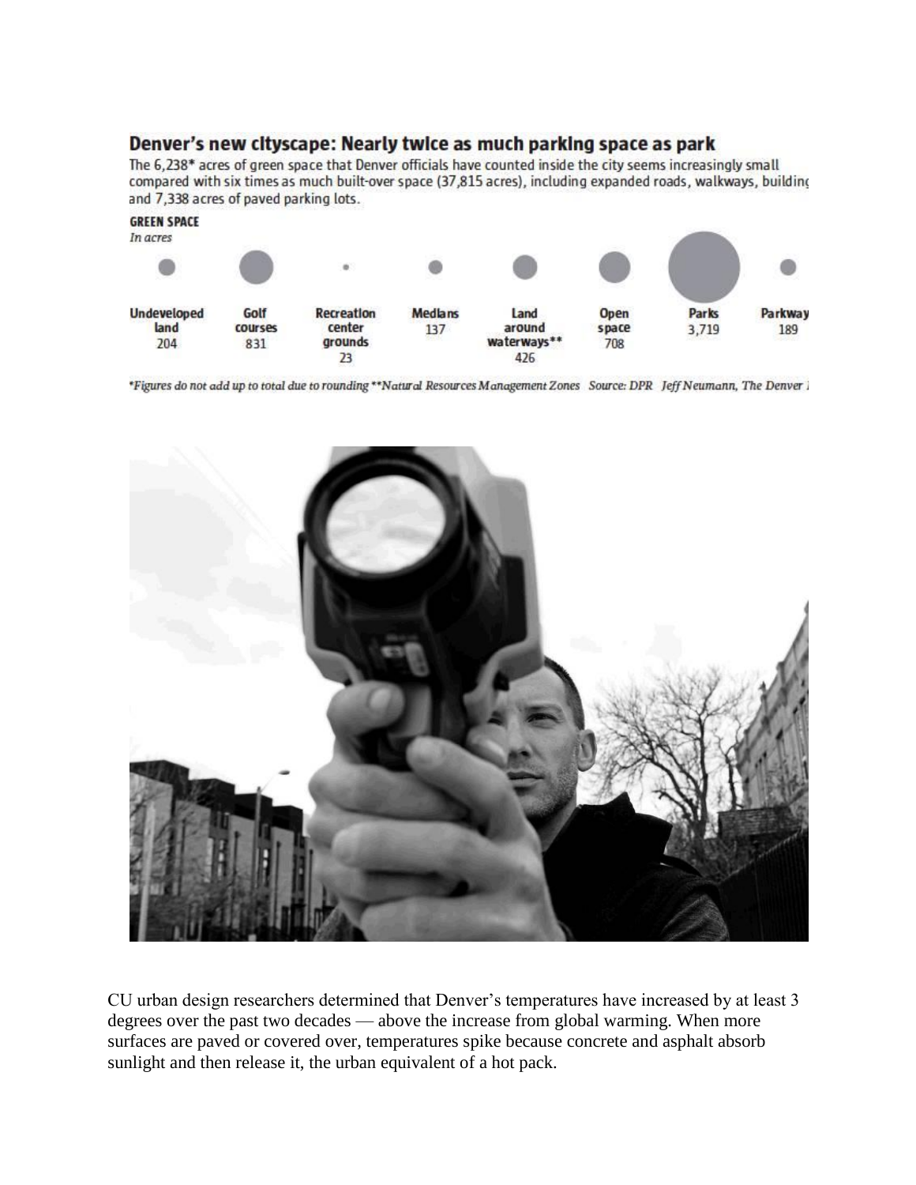### Denver's new cityscape: Nearly twice as much parking space as park

The 6,238* acres of green space that Denver officials have counted inside the city seems increasingly small compared with six times as much built-over space (37,815 acres), including expanded roads, walkways, building and 7,338 acres of paved parking lots.

**GREEN SPACE**
*In acres*

| Undeveloped land | Golf courses | Recreation center grounds | Medians | Land around waterways** | Open space | Parks | Parkway |
|---|---|---|---|---|---|---|---|
| 204 | 831 | 23 | 137 | 426 | 708 | 3,719 | 189 |

*Figures do not add up to total due to rounding **Natural Resources Management Zones Source: DPR Jeff Neumann, The Denver

CU urban design researchers determined that Denver's temperatures have increased by at least 3 degrees over the past two decades — above the increase from global warming. When more surfaces are paved or covered over, temperatures spike because concrete and asphalt absorb sunlight and then release it, the urban equivalent of a hot pack.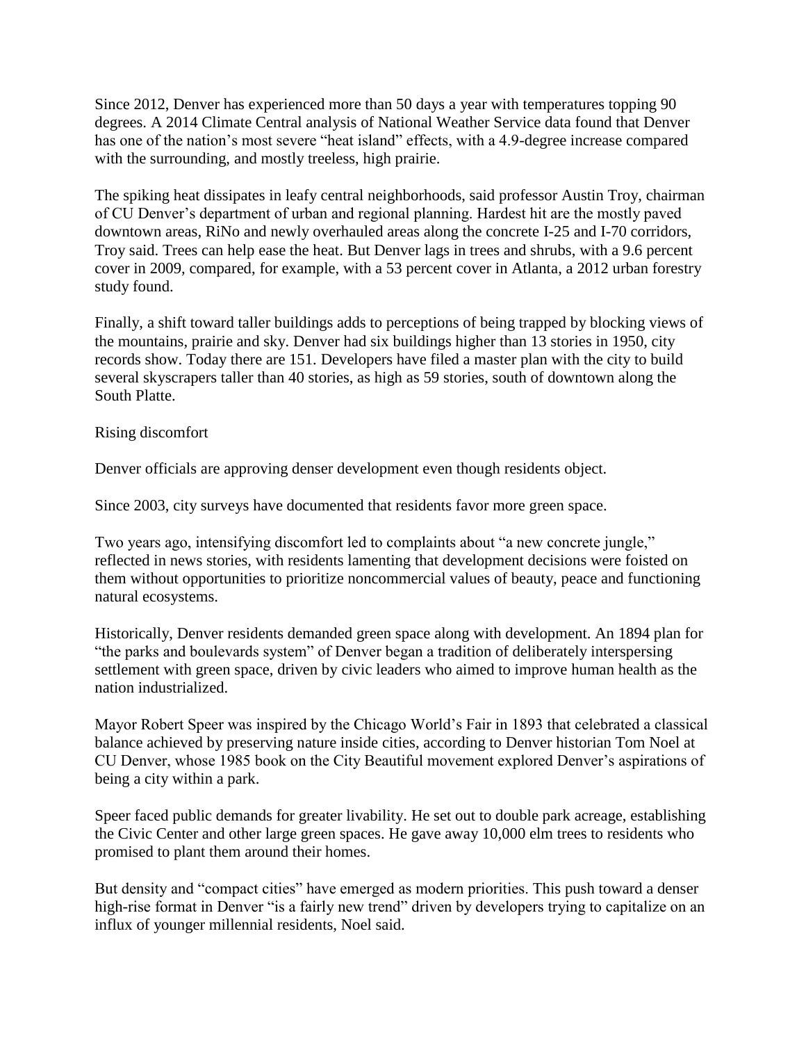Since 2012, Denver has experienced more than 50 days a year with temperatures topping 90 degrees. A 2014 Climate Central analysis of National Weather Service data found that Denver has one of the nation's most severe "heat island" effects, with a 4.9-degree increase compared with the surrounding, and mostly treeless, high prairie.

The spiking heat dissipates in leafy central neighborhoods, said professor Austin Troy, chairman of CU Denver's department of urban and regional planning. Hardest hit are the mostly paved downtown areas, RiNo and newly overhauled areas along the concrete I-25 and I-70 corridors, Troy said. Trees can help ease the heat. But Denver lags in trees and shrubs, with a 9.6 percent cover in 2009, compared, for example, with a 53 percent cover in Atlanta, a 2012 urban forestry study found.

Finally, a shift toward taller buildings adds to perceptions of being trapped by blocking views of the mountains, prairie and sky. Denver had six buildings higher than 13 stories in 1950, city records show. Today there are 151. Developers have filed a master plan with the city to build several skyscrapers taller than 40 stories, as high as 59 stories, south of downtown along the South Platte.

## Rising discomfort

Denver officials are approving denser development even though residents object.

Since 2003, city surveys have documented that residents favor more green space.

Two years ago, intensifying discomfort led to complaints about "a new concrete jungle," reflected in news stories, with residents lamenting that development decisions were foisted on them without opportunities to prioritize noncommercial values of beauty, peace and functioning natural ecosystems.

Historically, Denver residents demanded green space along with development. An 1894 plan for "the parks and boulevards system" of Denver began a tradition of deliberately interspersing settlement with green space, driven by civic leaders who aimed to improve human health as the nation industrialized.

Mayor Robert Speer was inspired by the Chicago World's Fair in 1893 that celebrated a classical balance achieved by preserving nature inside cities, according to Denver historian Tom Noel at CU Denver, whose 1985 book on the City Beautiful movement explored Denver's aspirations of being a city within a park.

Speer faced public demands for greater livability. He set out to double park acreage, establishing the Civic Center and other large green spaces. He gave away 10,000 elm trees to residents who promised to plant them around their homes.

But density and "compact cities" have emerged as modern priorities. This push toward a denser high-rise format in Denver "is a fairly new trend" driven by developers trying to capitalize on an influx of younger millennial residents, Noel said.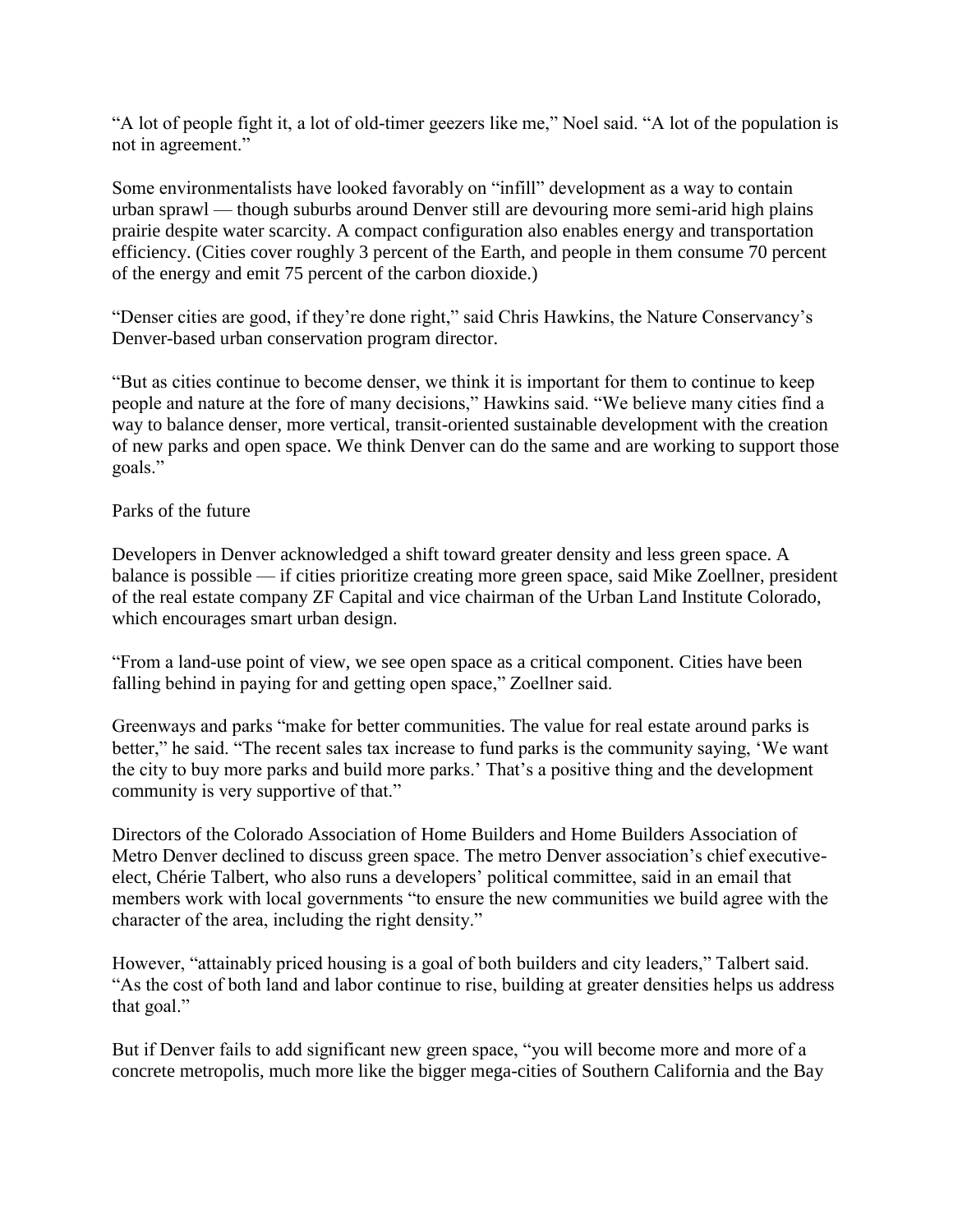"A lot of people fight it, a lot of old-timer geezers like me," Noel said. "A lot of the population is not in agreement."

Some environmentalists have looked favorably on "infill" development as a way to contain urban sprawl — though suburbs around Denver still are devouring more semi-arid high plains prairie despite water scarcity. A compact configuration also enables energy and transportation efficiency. (Cities cover roughly 3 percent of the Earth, and people in them consume 70 percent of the energy and emit 75 percent of the carbon dioxide.)

"Denser cities are good, if they're done right," said Chris Hawkins, the Nature Conservancy's Denver-based urban conservation program director.

"But as cities continue to become denser, we think it is important for them to continue to keep people and nature at the fore of many decisions," Hawkins said. "We believe many cities find a way to balance denser, more vertical, transit-oriented sustainable development with the creation of new parks and open space. We think Denver can do the same and are working to support those goals."

## Parks of the future

Developers in Denver acknowledged a shift toward greater density and less green space. A balance is possible — if cities prioritize creating more green space, said Mike Zoellner, president of the real estate company ZF Capital and vice chairman of the Urban Land Institute Colorado, which encourages smart urban design.

"From a land-use point of view, we see open space as a critical component. Cities have been falling behind in paying for and getting open space," Zoellner said.

Greenways and parks "make for better communities. The value for real estate around parks is better," he said. "The recent sales tax increase to fund parks is the community saying, 'We want the city to buy more parks and build more parks.' That's a positive thing and the development community is very supportive of that."

Directors of the Colorado Association of Home Builders and Home Builders Association of Metro Denver declined to discuss green space. The metro Denver association's chief executive-elect, Chérie Talbert, who also runs a developers' political committee, said in an email that members work with local governments "to ensure the new communities we build agree with the character of the area, including the right density."

However, "attainably priced housing is a goal of both builders and city leaders," Talbert said. "As the cost of both land and labor continue to rise, building at greater densities helps us address that goal."

But if Denver fails to add significant new green space, "you will become more and more of a concrete metropolis, much more like the bigger mega-cities of Southern California and the Bay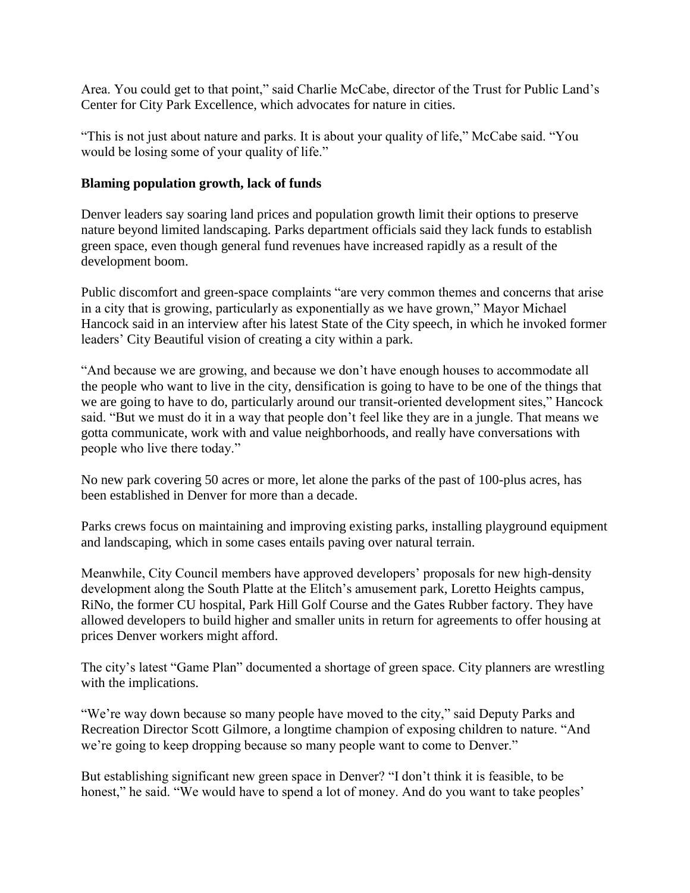Area. You could get to that point," said Charlie McCabe, director of the Trust for Public Land's Center for City Park Excellence, which advocates for nature in cities.

"This is not just about nature and parks. It is about your quality of life," McCabe said. "You would be losing some of your quality of life."

**Blaming population growth, lack of funds**

Denver leaders say soaring land prices and population growth limit their options to preserve nature beyond limited landscaping. Parks department officials said they lack funds to establish green space, even though general fund revenues have increased rapidly as a result of the development boom.

Public discomfort and green-space complaints "are very common themes and concerns that arise in a city that is growing, particularly as exponentially as we have grown," Mayor Michael Hancock said in an interview after his latest State of the City speech, in which he invoked former leaders' City Beautiful vision of creating a city within a park.

"And because we are growing, and because we don't have enough houses to accommodate all the people who want to live in the city, densification is going to have to be one of the things that we are going to have to do, particularly around our transit-oriented development sites," Hancock said. "But we must do it in a way that people don't feel like they are in a jungle. That means we gotta communicate, work with and value neighborhoods, and really have conversations with people who live there today."

No new park covering 50 acres or more, let alone the parks of the past of 100-plus acres, has been established in Denver for more than a decade.

Parks crews focus on maintaining and improving existing parks, installing playground equipment and landscaping, which in some cases entails paving over natural terrain.

Meanwhile, City Council members have approved developers' proposals for new high-density development along the South Platte at the Elitch's amusement park, Loretto Heights campus, RiNo, the former CU hospital, Park Hill Golf Course and the Gates Rubber factory. They have allowed developers to build higher and smaller units in return for agreements to offer housing at prices Denver workers might afford.

The city's latest "Game Plan" documented a shortage of green space. City planners are wrestling with the implications.

"We're way down because so many people have moved to the city," said Deputy Parks and Recreation Director Scott Gilmore, a longtime champion of exposing children to nature. "And we're going to keep dropping because so many people want to come to Denver."

But establishing significant new green space in Denver? "I don't think it is feasible, to be honest," he said. "We would have to spend a lot of money. And do you want to take peoples'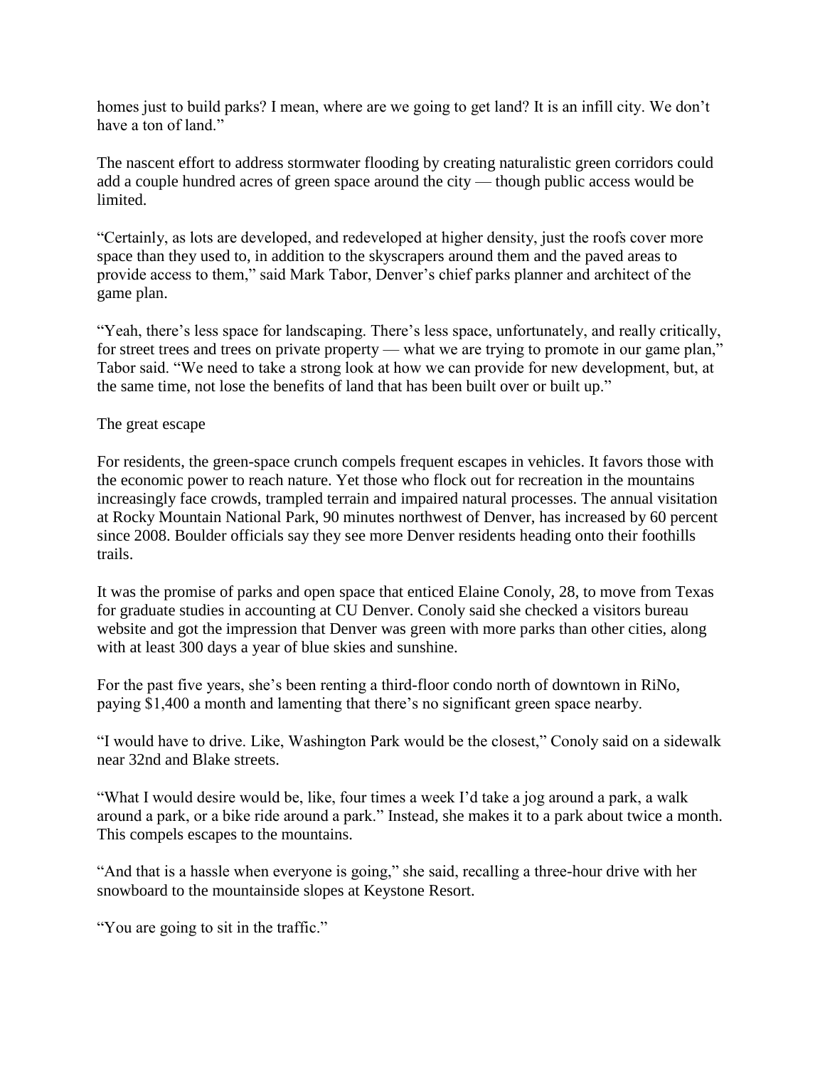homes just to build parks? I mean, where are we going to get land? It is an infill city. We don't have a ton of land."

The nascent effort to address stormwater flooding by creating naturalistic green corridors could add a couple hundred acres of green space around the city — though public access would be limited.

"Certainly, as lots are developed, and redeveloped at higher density, just the roofs cover more space than they used to, in addition to the skyscrapers around them and the paved areas to provide access to them," said Mark Tabor, Denver's chief parks planner and architect of the game plan.

"Yeah, there's less space for landscaping. There's less space, unfortunately, and really critically, for street trees and trees on private property — what we are trying to promote in our game plan," Tabor said. "We need to take a strong look at how we can provide for new development, but, at the same time, not lose the benefits of land that has been built over or built up."

## The great escape

For residents, the green-space crunch compels frequent escapes in vehicles. It favors those with the economic power to reach nature. Yet those who flock out for recreation in the mountains increasingly face crowds, trampled terrain and impaired natural processes. The annual visitation at Rocky Mountain National Park, 90 minutes northwest of Denver, has increased by 60 percent since 2008. Boulder officials say they see more Denver residents heading onto their foothills trails.

It was the promise of parks and open space that enticed Elaine Conoly, 28, to move from Texas for graduate studies in accounting at CU Denver. Conoly said she checked a visitors bureau website and got the impression that Denver was green with more parks than other cities, along with at least 300 days a year of blue skies and sunshine.

For the past five years, she's been renting a third-floor condo north of downtown in RiNo, paying $1,400 a month and lamenting that there's no significant green space nearby.

"I would have to drive. Like, Washington Park would be the closest," Conoly said on a sidewalk near 32nd and Blake streets.

"What I would desire would be, like, four times a week I'd take a jog around a park, a walk around a park, or a bike ride around a park." Instead, she makes it to a park about twice a month. This compels escapes to the mountains.

"And that is a hassle when everyone is going," she said, recalling a three-hour drive with her snowboard to the mountainside slopes at Keystone Resort.

"You are going to sit in the traffic."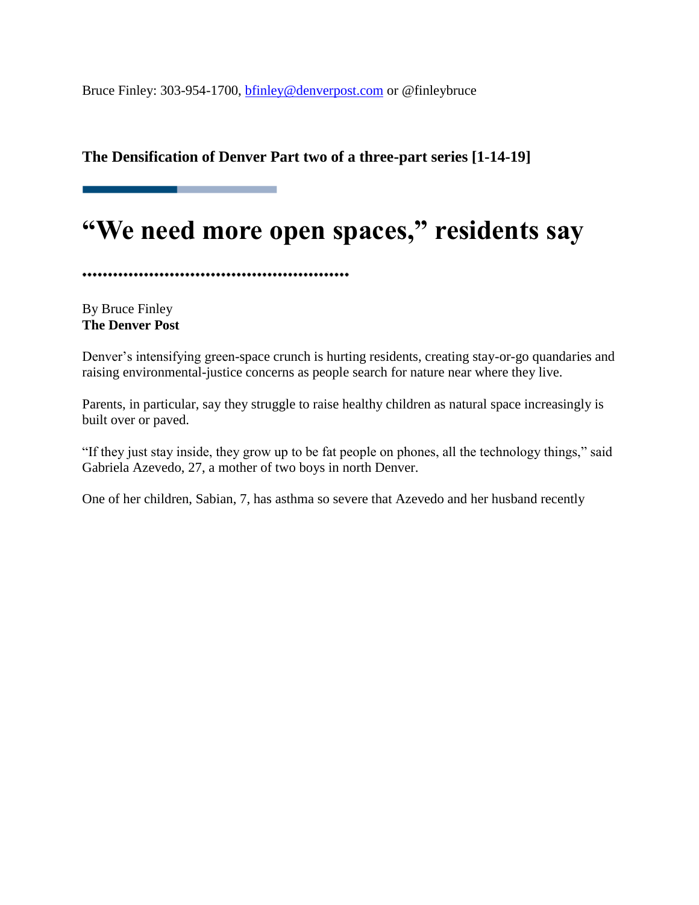Bruce Finley: 303-954-1700, bfinley@denverpost.com or @finleybruce

**The Densification of Denver Part two of a three-part series [1-14-19]**

# "We need more open spaces," residents say

By Bruce Finley
**The Denver Post**

Denver's intensifying green-space crunch is hurting residents, creating stay-or-go quandaries and raising environmental-justice concerns as people search for nature near where they live.

Parents, in particular, say they struggle to raise healthy children as natural space increasingly is built over or paved.

"If they just stay inside, they grow up to be fat people on phones, all the technology things," said Gabriela Azevedo, 27, a mother of two boys in north Denver.

One of her children, Sabian, 7, has asthma so severe that Azevedo and her husband recently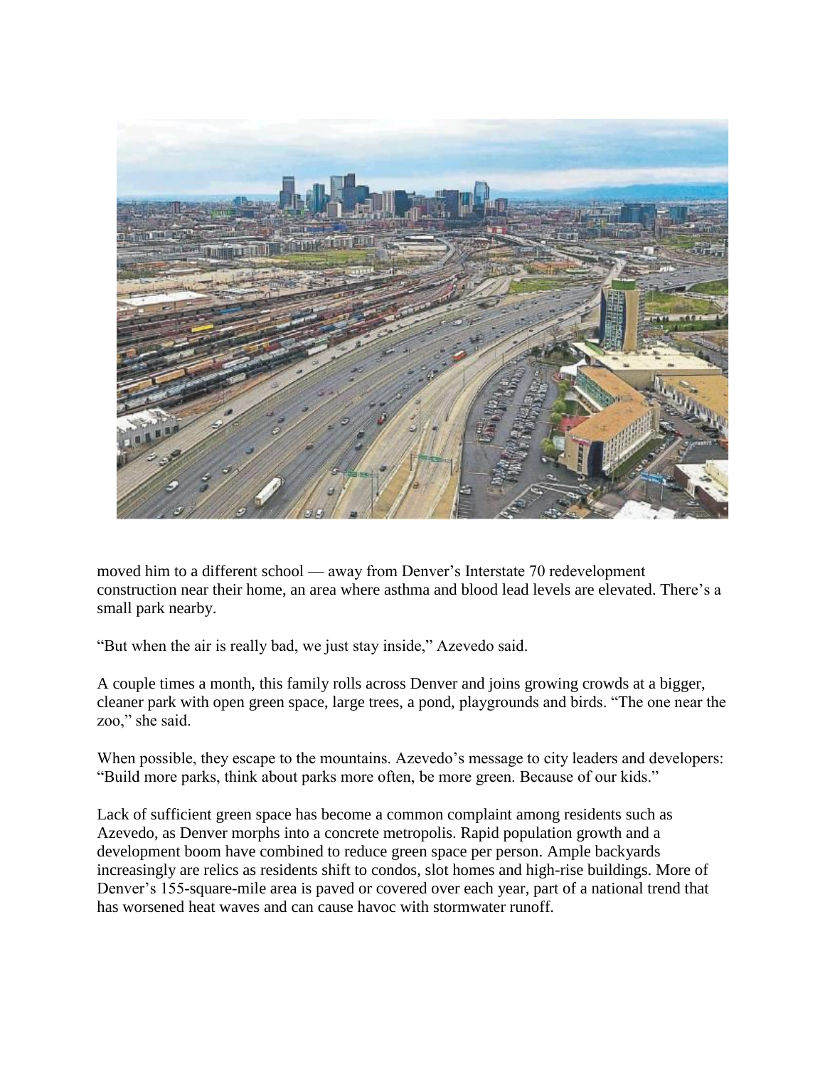moved him to a different school — away from Denver's Interstate 70 redevelopment construction near their home, an area where asthma and blood lead levels are elevated. There's a small park nearby.

"But when the air is really bad, we just stay inside," Azevedo said.

A couple times a month, this family rolls across Denver and joins growing crowds at a bigger, cleaner park with open green space, large trees, a pond, playgrounds and birds. "The one near the zoo," she said.

When possible, they escape to the mountains. Azevedo's message to city leaders and developers: "Build more parks, think about parks more often, be more green. Because of our kids."

Lack of sufficient green space has become a common complaint among residents such as Azevedo, as Denver morphs into a concrete metropolis. Rapid population growth and a development boom have combined to reduce green space per person. Ample backyards increasingly are relics as residents shift to condos, slot homes and high-rise buildings. More of Denver's 155-square-mile area is paved or covered over each year, part of a national trend that has worsened heat waves and can cause havoc with stormwater runoff.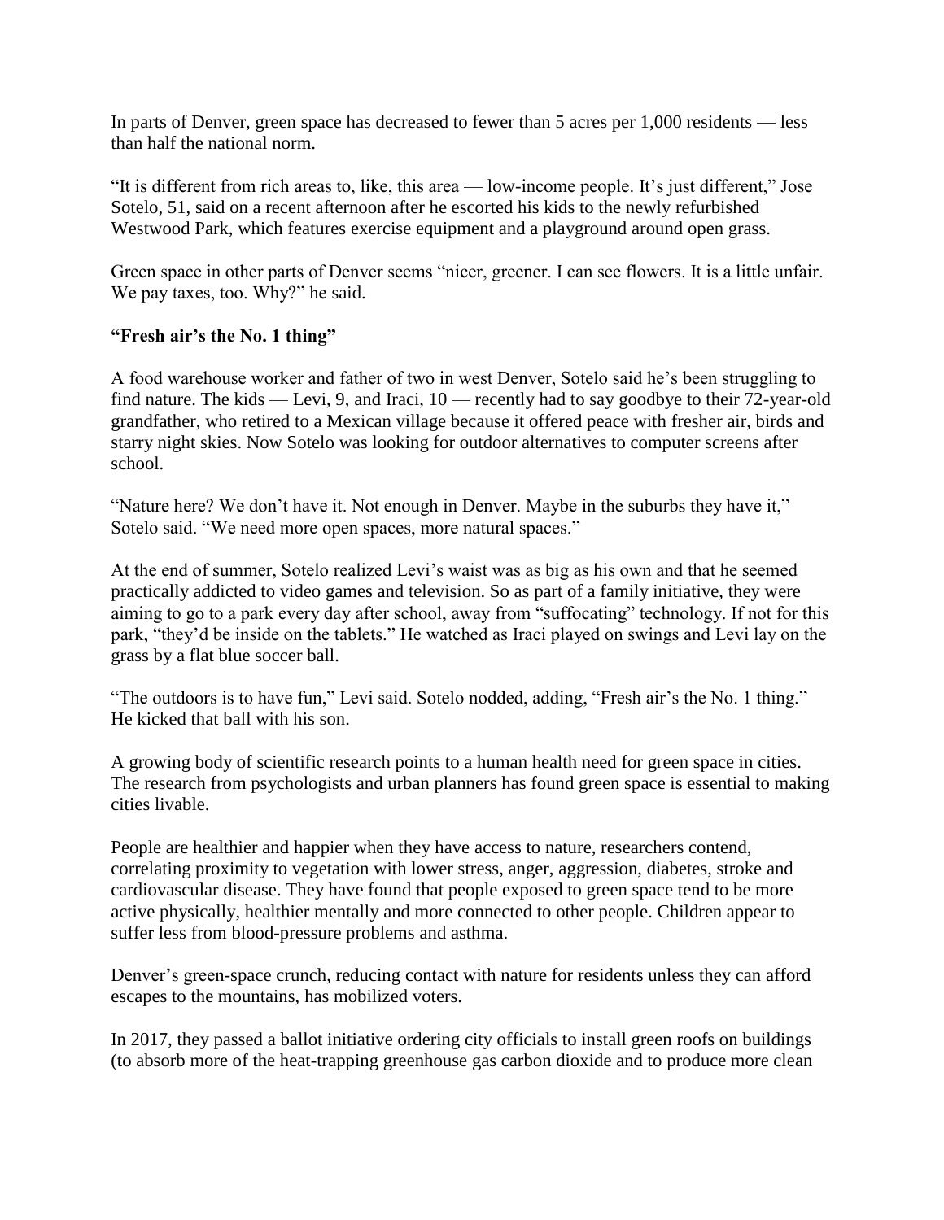In parts of Denver, green space has decreased to fewer than 5 acres per 1,000 residents — less than half the national norm.

"It is different from rich areas to, like, this area — low-income people. It's just different," Jose Sotelo, 51, said on a recent afternoon after he escorted his kids to the newly refurbished Westwood Park, which features exercise equipment and a playground around open grass.

Green space in other parts of Denver seems "nicer, greener. I can see flowers. It is a little unfair. We pay taxes, too. Why?" he said.

**"Fresh air's the No. 1 thing"**

A food warehouse worker and father of two in west Denver, Sotelo said he's been struggling to find nature. The kids — Levi, 9, and Iraci, 10 — recently had to say goodbye to their 72-year-old grandfather, who retired to a Mexican village because it offered peace with fresher air, birds and starry night skies. Now Sotelo was looking for outdoor alternatives to computer screens after school.

"Nature here? We don't have it. Not enough in Denver. Maybe in the suburbs they have it," Sotelo said. "We need more open spaces, more natural spaces."

At the end of summer, Sotelo realized Levi's waist was as big as his own and that he seemed practically addicted to video games and television. So as part of a family initiative, they were aiming to go to a park every day after school, away from "suffocating" technology. If not for this park, "they'd be inside on the tablets." He watched as Iraci played on swings and Levi lay on the grass by a flat blue soccer ball.

"The outdoors is to have fun," Levi said. Sotelo nodded, adding, "Fresh air's the No. 1 thing." He kicked that ball with his son.

A growing body of scientific research points to a human health need for green space in cities. The research from psychologists and urban planners has found green space is essential to making cities livable.

People are healthier and happier when they have access to nature, researchers contend, correlating proximity to vegetation with lower stress, anger, aggression, diabetes, stroke and cardiovascular disease. They have found that people exposed to green space tend to be more active physically, healthier mentally and more connected to other people. Children appear to suffer less from blood-pressure problems and asthma.

Denver's green-space crunch, reducing contact with nature for residents unless they can afford escapes to the mountains, has mobilized voters.

In 2017, they passed a ballot initiative ordering city officials to install green roofs on buildings (to absorb more of the heat-trapping greenhouse gas carbon dioxide and to produce more clean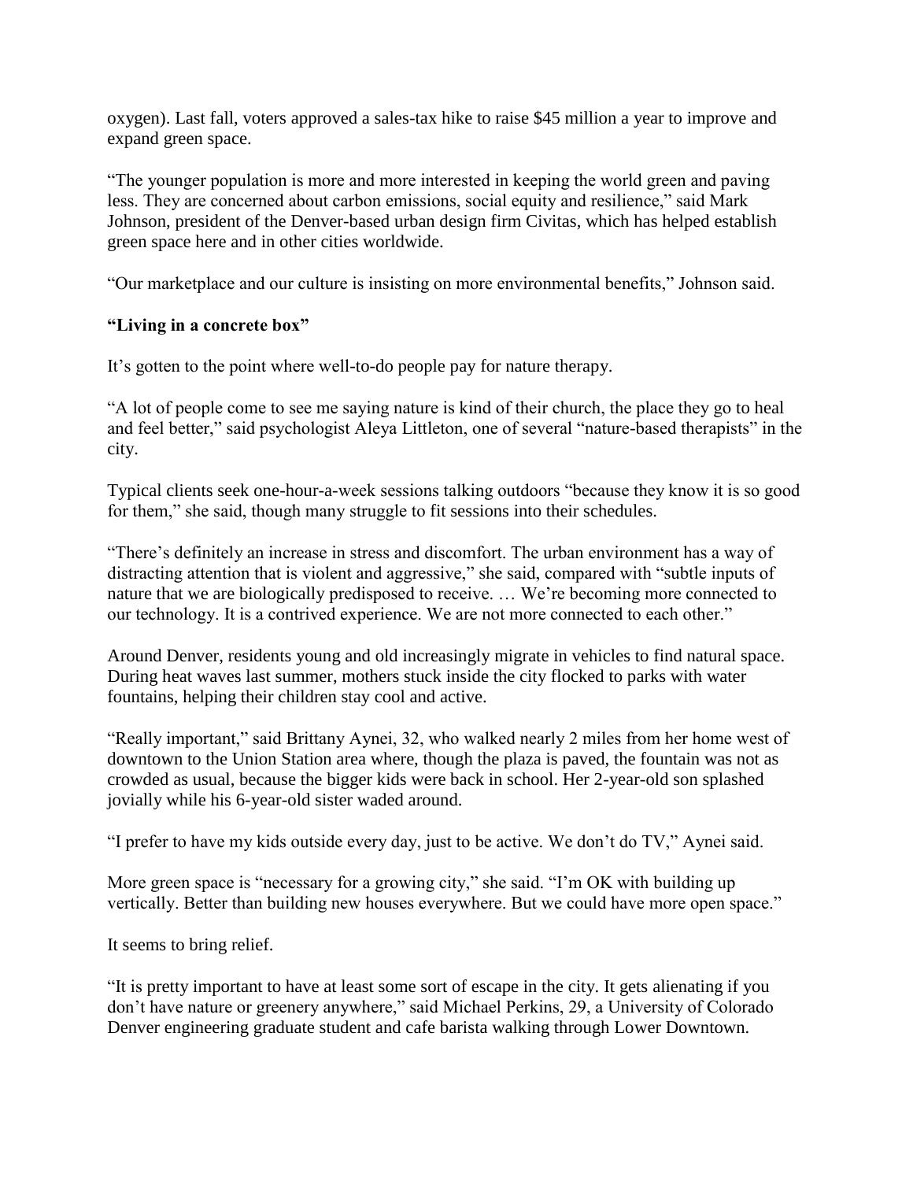oxygen). Last fall, voters approved a sales-tax hike to raise $45 million a year to improve and expand green space.

"The younger population is more and more interested in keeping the world green and paving less. They are concerned about carbon emissions, social equity and resilience," said Mark Johnson, president of the Denver-based urban design firm Civitas, which has helped establish green space here and in other cities worldwide.

"Our marketplace and our culture is insisting on more environmental benefits," Johnson said.

**"Living in a concrete box"**

It's gotten to the point where well-to-do people pay for nature therapy.

"A lot of people come to see me saying nature is kind of their church, the place they go to heal and feel better," said psychologist Aleya Littleton, one of several "nature-based therapists" in the city.

Typical clients seek one-hour-a-week sessions talking outdoors "because they know it is so good for them," she said, though many struggle to fit sessions into their schedules.

"There's definitely an increase in stress and discomfort. The urban environment has a way of distracting attention that is violent and aggressive," she said, compared with "subtle inputs of nature that we are biologically predisposed to receive. … We're becoming more connected to our technology. It is a contrived experience. We are not more connected to each other."

Around Denver, residents young and old increasingly migrate in vehicles to find natural space. During heat waves last summer, mothers stuck inside the city flocked to parks with water fountains, helping their children stay cool and active.

"Really important," said Brittany Aynei, 32, who walked nearly 2 miles from her home west of downtown to the Union Station area where, though the plaza is paved, the fountain was not as crowded as usual, because the bigger kids were back in school. Her 2-year-old son splashed jovially while his 6-year-old sister waded around.

"I prefer to have my kids outside every day, just to be active. We don't do TV," Aynei said.

More green space is "necessary for a growing city," she said. "I'm OK with building up vertically. Better than building new houses everywhere. But we could have more open space."

It seems to bring relief.

"It is pretty important to have at least some sort of escape in the city. It gets alienating if you don't have nature or greenery anywhere," said Michael Perkins, 29, a University of Colorado Denver engineering graduate student and cafe barista walking through Lower Downtown.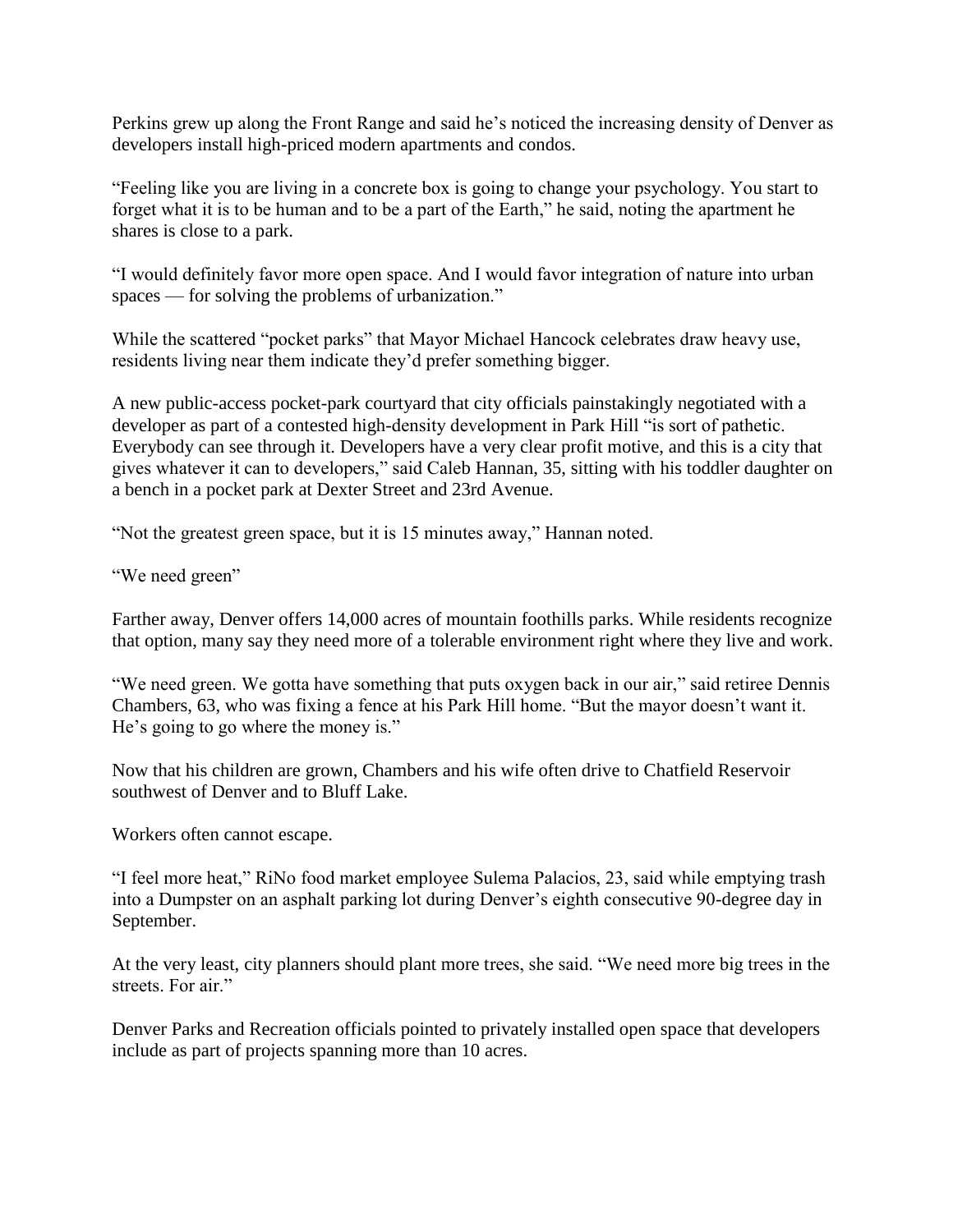Perkins grew up along the Front Range and said he's noticed the increasing density of Denver as developers install high-priced modern apartments and condos.

"Feeling like you are living in a concrete box is going to change your psychology. You start to forget what it is to be human and to be a part of the Earth," he said, noting the apartment he shares is close to a park.

"I would definitely favor more open space. And I would favor integration of nature into urban spaces — for solving the problems of urbanization."

While the scattered "pocket parks" that Mayor Michael Hancock celebrates draw heavy use, residents living near them indicate they'd prefer something bigger.

A new public-access pocket-park courtyard that city officials painstakingly negotiated with a developer as part of a contested high-density development in Park Hill "is sort of pathetic. Everybody can see through it. Developers have a very clear profit motive, and this is a city that gives whatever it can to developers," said Caleb Hannan, 35, sitting with his toddler daughter on a bench in a pocket park at Dexter Street and 23rd Avenue.

"Not the greatest green space, but it is 15 minutes away," Hannan noted.

"We need green"

Farther away, Denver offers 14,000 acres of mountain foothills parks. While residents recognize that option, many say they need more of a tolerable environment right where they live and work.

"We need green. We gotta have something that puts oxygen back in our air," said retiree Dennis Chambers, 63, who was fixing a fence at his Park Hill home. "But the mayor doesn't want it. He's going to go where the money is."

Now that his children are grown, Chambers and his wife often drive to Chatfield Reservoir southwest of Denver and to Bluff Lake.

Workers often cannot escape.

"I feel more heat," RiNo food market employee Sulema Palacios, 23, said while emptying trash into a Dumpster on an asphalt parking lot during Denver's eighth consecutive 90-degree day in September.

At the very least, city planners should plant more trees, she said. "We need more big trees in the streets. For air."

Denver Parks and Recreation officials pointed to privately installed open space that developers include as part of projects spanning more than 10 acres.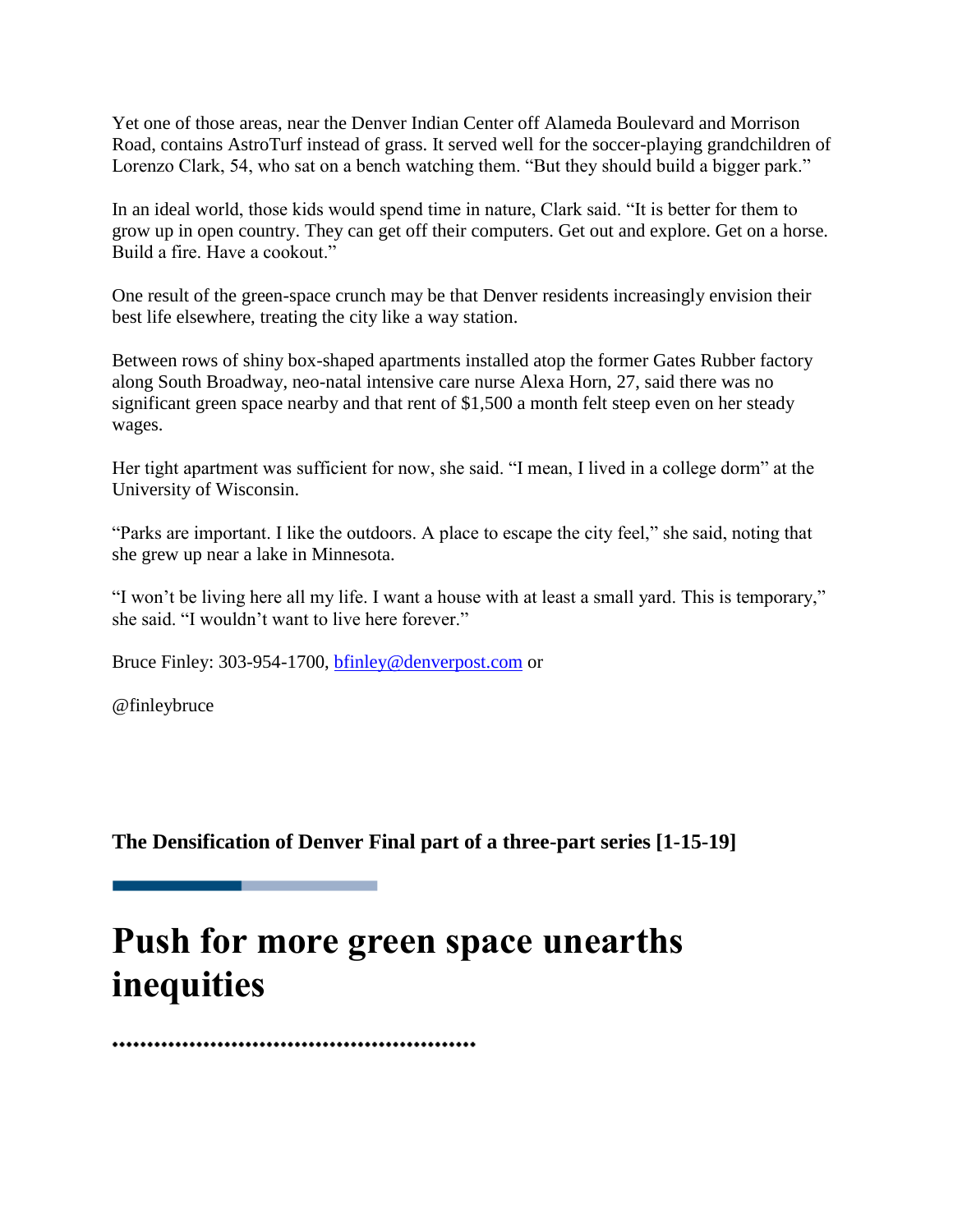Yet one of those areas, near the Denver Indian Center off Alameda Boulevard and Morrison Road, contains AstroTurf instead of grass. It served well for the soccer-playing grandchildren of Lorenzo Clark, 54, who sat on a bench watching them. "But they should build a bigger park."

In an ideal world, those kids would spend time in nature, Clark said. "It is better for them to grow up in open country. They can get off their computers. Get out and explore. Get on a horse. Build a fire. Have a cookout."

One result of the green-space crunch may be that Denver residents increasingly envision their best life elsewhere, treating the city like a way station.

Between rows of shiny box-shaped apartments installed atop the former Gates Rubber factory along South Broadway, neo-natal intensive care nurse Alexa Horn, 27, said there was no significant green space nearby and that rent of $1,500 a month felt steep even on her steady wages.

Her tight apartment was sufficient for now, she said. "I mean, I lived in a college dorm" at the University of Wisconsin.

"Parks are important. I like the outdoors. A place to escape the city feel," she said, noting that she grew up near a lake in Minnesota.

"I won't be living here all my life. I want a house with at least a small yard. This is temporary," she said. "I wouldn't want to live here forever."

Bruce Finley: 303-954-1700, bfinley@denverpost.com or

@finleybruce

**The Densification of Denver Final part of a three-part series [1-15-19]**

# Push for more green space unearths inequities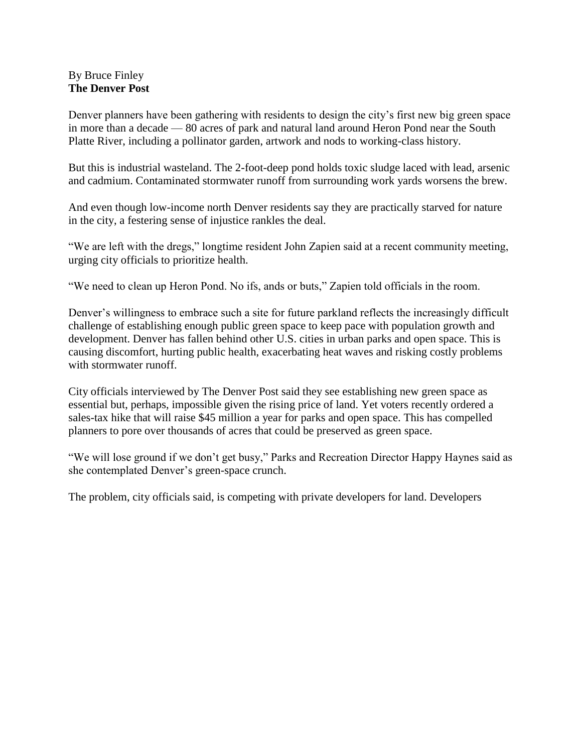By Bruce Finley
**The Denver Post**

Denver planners have been gathering with residents to design the city's first new big green space in more than a decade — 80 acres of park and natural land around Heron Pond near the South Platte River, including a pollinator garden, artwork and nods to working-class history.

But this is industrial wasteland. The 2-foot-deep pond holds toxic sludge laced with lead, arsenic and cadmium. Contaminated stormwater runoff from surrounding work yards worsens the brew.

And even though low-income north Denver residents say they are practically starved for nature in the city, a festering sense of injustice rankles the deal.

"We are left with the dregs," longtime resident John Zapien said at a recent community meeting, urging city officials to prioritize health.

"We need to clean up Heron Pond. No ifs, ands or buts," Zapien told officials in the room.

Denver's willingness to embrace such a site for future parkland reflects the increasingly difficult challenge of establishing enough public green space to keep pace with population growth and development. Denver has fallen behind other U.S. cities in urban parks and open space. This is causing discomfort, hurting public health, exacerbating heat waves and risking costly problems with stormwater runoff.

City officials interviewed by The Denver Post said they see establishing new green space as essential but, perhaps, impossible given the rising price of land. Yet voters recently ordered a sales-tax hike that will raise $45 million a year for parks and open space. This has compelled planners to pore over thousands of acres that could be preserved as green space.

"We will lose ground if we don't get busy," Parks and Recreation Director Happy Haynes said as she contemplated Denver's green-space crunch.

The problem, city officials said, is competing with private developers for land. Developers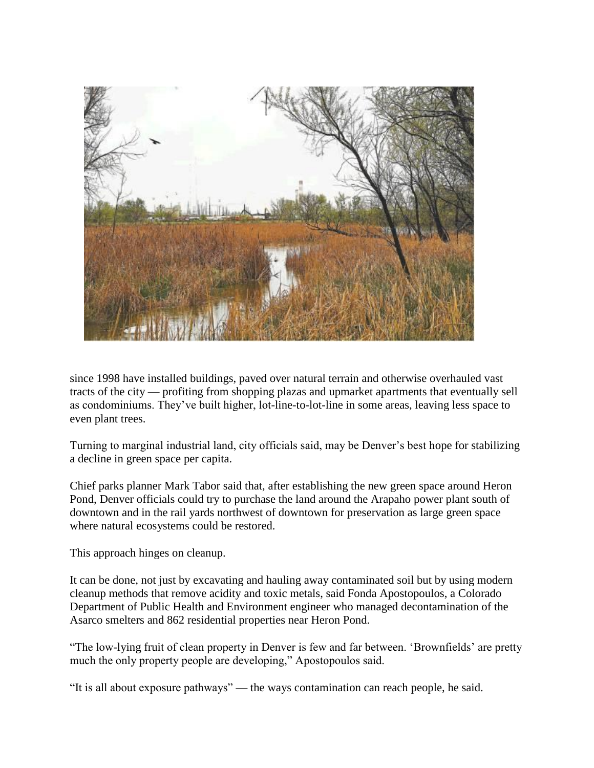since 1998 have installed buildings, paved over natural terrain and otherwise overhauled vast tracts of the city — profiting from shopping plazas and upmarket apartments that eventually sell as condominiums. They've built higher, lot-line-to-lot-line in some areas, leaving less space to even plant trees.

Turning to marginal industrial land, city officials said, may be Denver's best hope for stabilizing a decline in green space per capita.

Chief parks planner Mark Tabor said that, after establishing the new green space around Heron Pond, Denver officials could try to purchase the land around the Arapaho power plant south of downtown and in the rail yards northwest of downtown for preservation as large green space where natural ecosystems could be restored.

This approach hinges on cleanup.

It can be done, not just by excavating and hauling away contaminated soil but by using modern cleanup methods that remove acidity and toxic metals, said Fonda Apostopoulos, a Colorado Department of Public Health and Environment engineer who managed decontamination of the Asarco smelters and 862 residential properties near Heron Pond.

"The low-lying fruit of clean property in Denver is few and far between. 'Brownfields' are pretty much the only property people are developing," Apostopoulos said.

"It is all about exposure pathways" — the ways contamination can reach people, he said.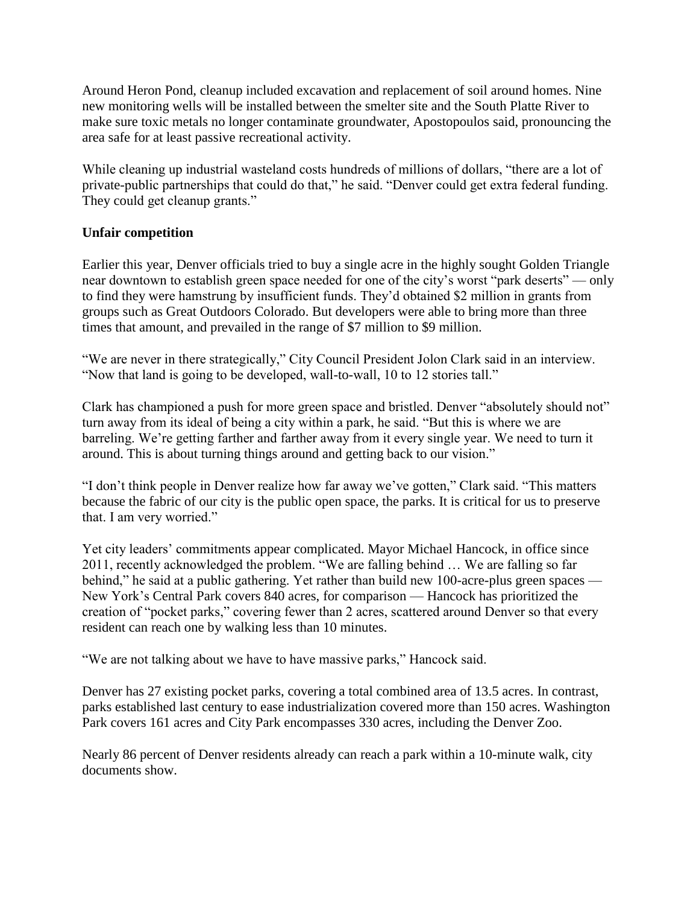Around Heron Pond, cleanup included excavation and replacement of soil around homes. Nine new monitoring wells will be installed between the smelter site and the South Platte River to make sure toxic metals no longer contaminate groundwater, Apostopoulos said, pronouncing the area safe for at least passive recreational activity.

While cleaning up industrial wasteland costs hundreds of millions of dollars, "there are a lot of private-public partnerships that could do that," he said. "Denver could get extra federal funding. They could get cleanup grants."

**Unfair competition**

Earlier this year, Denver officials tried to buy a single acre in the highly sought Golden Triangle near downtown to establish green space needed for one of the city's worst "park deserts" — only to find they were hamstrung by insufficient funds. They'd obtained $2 million in grants from groups such as Great Outdoors Colorado. But developers were able to bring more than three times that amount, and prevailed in the range of $7 million to $9 million.

"We are never in there strategically," City Council President Jolon Clark said in an interview. "Now that land is going to be developed, wall-to-wall, 10 to 12 stories tall."

Clark has championed a push for more green space and bristled. Denver "absolutely should not" turn away from its ideal of being a city within a park, he said. "But this is where we are barreling. We're getting farther and farther away from it every single year. We need to turn it around. This is about turning things around and getting back to our vision."

"I don't think people in Denver realize how far away we've gotten," Clark said. "This matters because the fabric of our city is the public open space, the parks. It is critical for us to preserve that. I am very worried."

Yet city leaders' commitments appear complicated. Mayor Michael Hancock, in office since 2011, recently acknowledged the problem. "We are falling behind … We are falling so far behind," he said at a public gathering. Yet rather than build new 100-acre-plus green spaces — New York's Central Park covers 840 acres, for comparison — Hancock has prioritized the creation of "pocket parks," covering fewer than 2 acres, scattered around Denver so that every resident can reach one by walking less than 10 minutes.

"We are not talking about we have to have massive parks," Hancock said.

Denver has 27 existing pocket parks, covering a total combined area of 13.5 acres. In contrast, parks established last century to ease industrialization covered more than 150 acres. Washington Park covers 161 acres and City Park encompasses 330 acres, including the Denver Zoo.

Nearly 86 percent of Denver residents already can reach a park within a 10-minute walk, city documents show.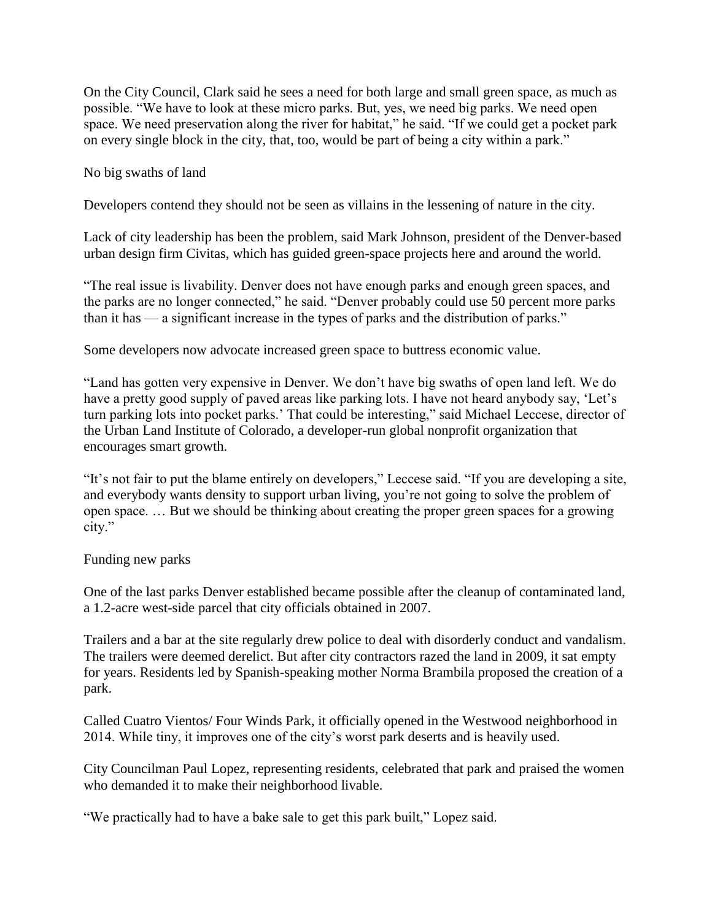On the City Council, Clark said he sees a need for both large and small green space, as much as possible. "We have to look at these micro parks. But, yes, we need big parks. We need open space. We need preservation along the river for habitat," he said. "If we could get a pocket park on every single block in the city, that, too, would be part of being a city within a park."

## No big swaths of land

Developers contend they should not be seen as villains in the lessening of nature in the city.

Lack of city leadership has been the problem, said Mark Johnson, president of the Denver-based urban design firm Civitas, which has guided green-space projects here and around the world.

"The real issue is livability. Denver does not have enough parks and enough green spaces, and the parks are no longer connected," he said. "Denver probably could use 50 percent more parks than it has — a significant increase in the types of parks and the distribution of parks."

Some developers now advocate increased green space to buttress economic value.

"Land has gotten very expensive in Denver. We don't have big swaths of open land left. We do have a pretty good supply of paved areas like parking lots. I have not heard anybody say, 'Let's turn parking lots into pocket parks.' That could be interesting," said Michael Leccese, director of the Urban Land Institute of Colorado, a developer-run global nonprofit organization that encourages smart growth.

"It's not fair to put the blame entirely on developers," Leccese said. "If you are developing a site, and everybody wants density to support urban living, you're not going to solve the problem of open space. … But we should be thinking about creating the proper green spaces for a growing city."

## Funding new parks

One of the last parks Denver established became possible after the cleanup of contaminated land, a 1.2-acre west-side parcel that city officials obtained in 2007.

Trailers and a bar at the site regularly drew police to deal with disorderly conduct and vandalism. The trailers were deemed derelict. But after city contractors razed the land in 2009, it sat empty for years. Residents led by Spanish-speaking mother Norma Brambila proposed the creation of a park.

Called Cuatro Vientos/ Four Winds Park, it officially opened in the Westwood neighborhood in 2014. While tiny, it improves one of the city's worst park deserts and is heavily used.

City Councilman Paul Lopez, representing residents, celebrated that park and praised the women who demanded it to make their neighborhood livable.

"We practically had to have a bake sale to get this park built," Lopez said.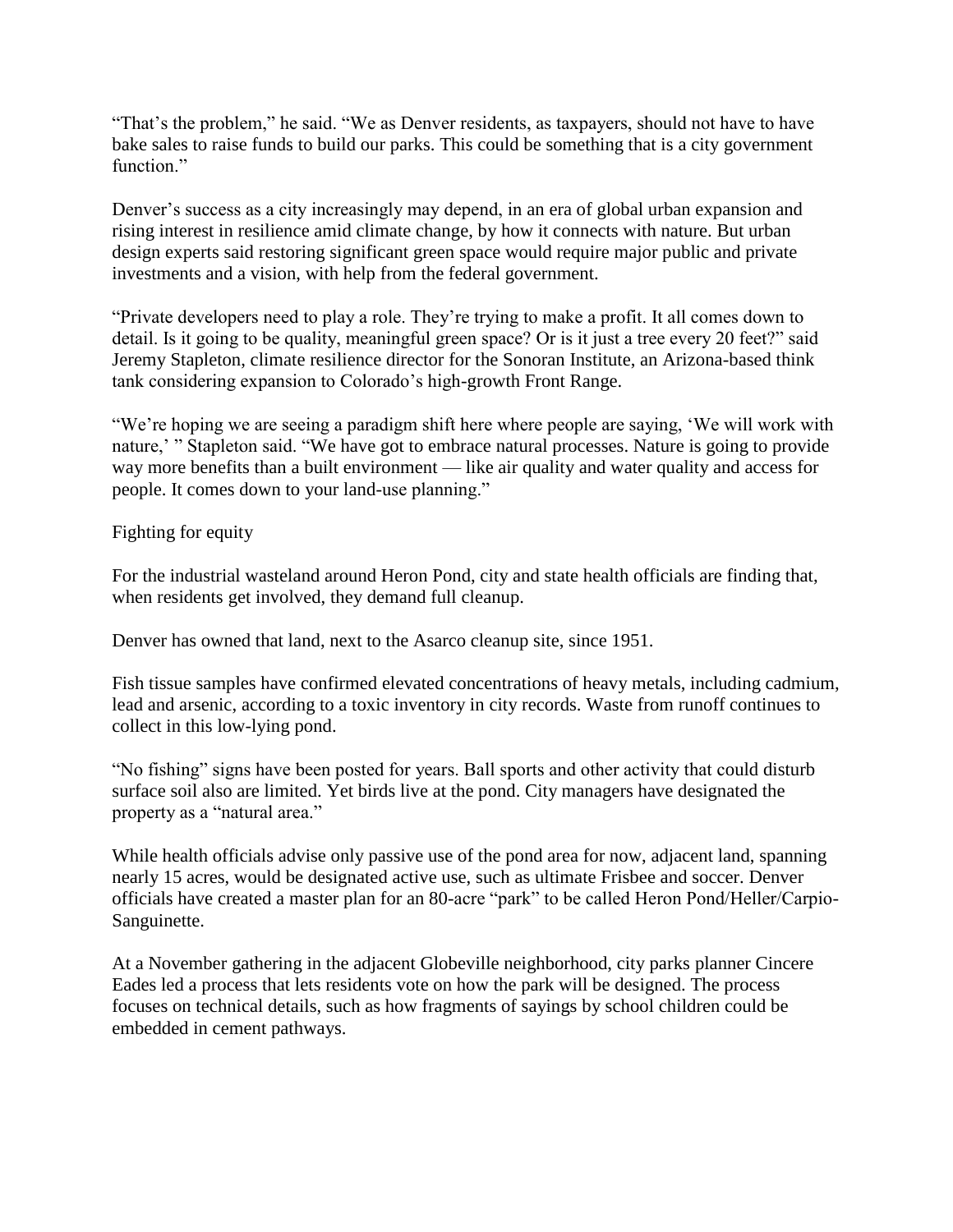"That's the problem," he said. "We as Denver residents, as taxpayers, should not have to have bake sales to raise funds to build our parks. This could be something that is a city government function."

Denver's success as a city increasingly may depend, in an era of global urban expansion and rising interest in resilience amid climate change, by how it connects with nature. But urban design experts said restoring significant green space would require major public and private investments and a vision, with help from the federal government.

"Private developers need to play a role. They're trying to make a profit. It all comes down to detail. Is it going to be quality, meaningful green space? Or is it just a tree every 20 feet?" said Jeremy Stapleton, climate resilience director for the Sonoran Institute, an Arizona-based think tank considering expansion to Colorado's high-growth Front Range.

"We're hoping we are seeing a paradigm shift here where people are saying, 'We will work with nature,' " Stapleton said. "We have got to embrace natural processes. Nature is going to provide way more benefits than a built environment — like air quality and water quality and access for people. It comes down to your land-use planning."

Fighting for equity

For the industrial wasteland around Heron Pond, city and state health officials are finding that, when residents get involved, they demand full cleanup.

Denver has owned that land, next to the Asarco cleanup site, since 1951.

Fish tissue samples have confirmed elevated concentrations of heavy metals, including cadmium, lead and arsenic, according to a toxic inventory in city records. Waste from runoff continues to collect in this low-lying pond.

"No fishing" signs have been posted for years. Ball sports and other activity that could disturb surface soil also are limited. Yet birds live at the pond. City managers have designated the property as a "natural area."

While health officials advise only passive use of the pond area for now, adjacent land, spanning nearly 15 acres, would be designated active use, such as ultimate Frisbee and soccer. Denver officials have created a master plan for an 80-acre "park" to be called Heron Pond/Heller/Carpio-Sanguinette.

At a November gathering in the adjacent Globeville neighborhood, city parks planner Cincere Eades led a process that lets residents vote on how the park will be designed. The process focuses on technical details, such as how fragments of sayings by school children could be embedded in cement pathways.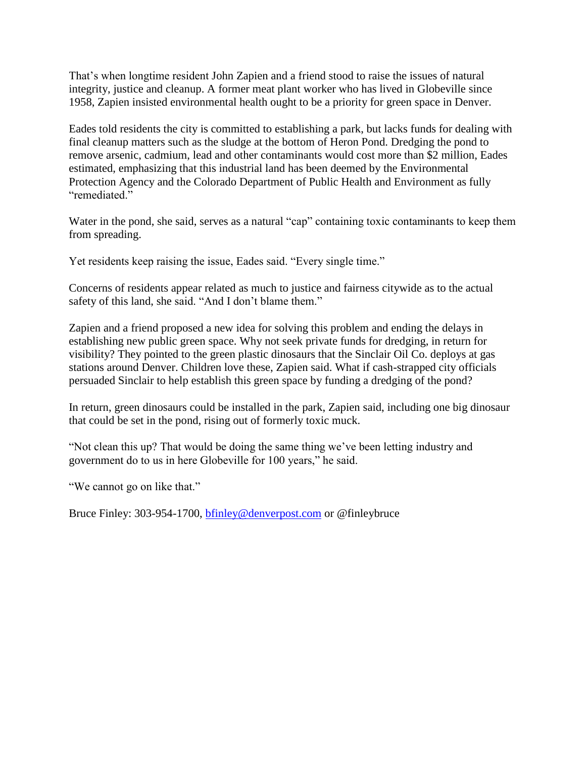That's when longtime resident John Zapien and a friend stood to raise the issues of natural integrity, justice and cleanup. A former meat plant worker who has lived in Globeville since 1958, Zapien insisted environmental health ought to be a priority for green space in Denver.

Eades told residents the city is committed to establishing a park, but lacks funds for dealing with final cleanup matters such as the sludge at the bottom of Heron Pond. Dredging the pond to remove arsenic, cadmium, lead and other contaminants would cost more than $2 million, Eades estimated, emphasizing that this industrial land has been deemed by the Environmental Protection Agency and the Colorado Department of Public Health and Environment as fully "remediated."

Water in the pond, she said, serves as a natural "cap" containing toxic contaminants to keep them from spreading.

Yet residents keep raising the issue, Eades said. "Every single time."

Concerns of residents appear related as much to justice and fairness citywide as to the actual safety of this land, she said. "And I don't blame them."

Zapien and a friend proposed a new idea for solving this problem and ending the delays in establishing new public green space. Why not seek private funds for dredging, in return for visibility? They pointed to the green plastic dinosaurs that the Sinclair Oil Co. deploys at gas stations around Denver. Children love these, Zapien said. What if cash-strapped city officials persuaded Sinclair to help establish this green space by funding a dredging of the pond?

In return, green dinosaurs could be installed in the park, Zapien said, including one big dinosaur that could be set in the pond, rising out of formerly toxic muck.

"Not clean this up? That would be doing the same thing we've been letting industry and government do to us in here Globeville for 100 years," he said.

"We cannot go on like that."

Bruce Finley: 303-954-1700, bfinley@denverpost.com or @finleybruce